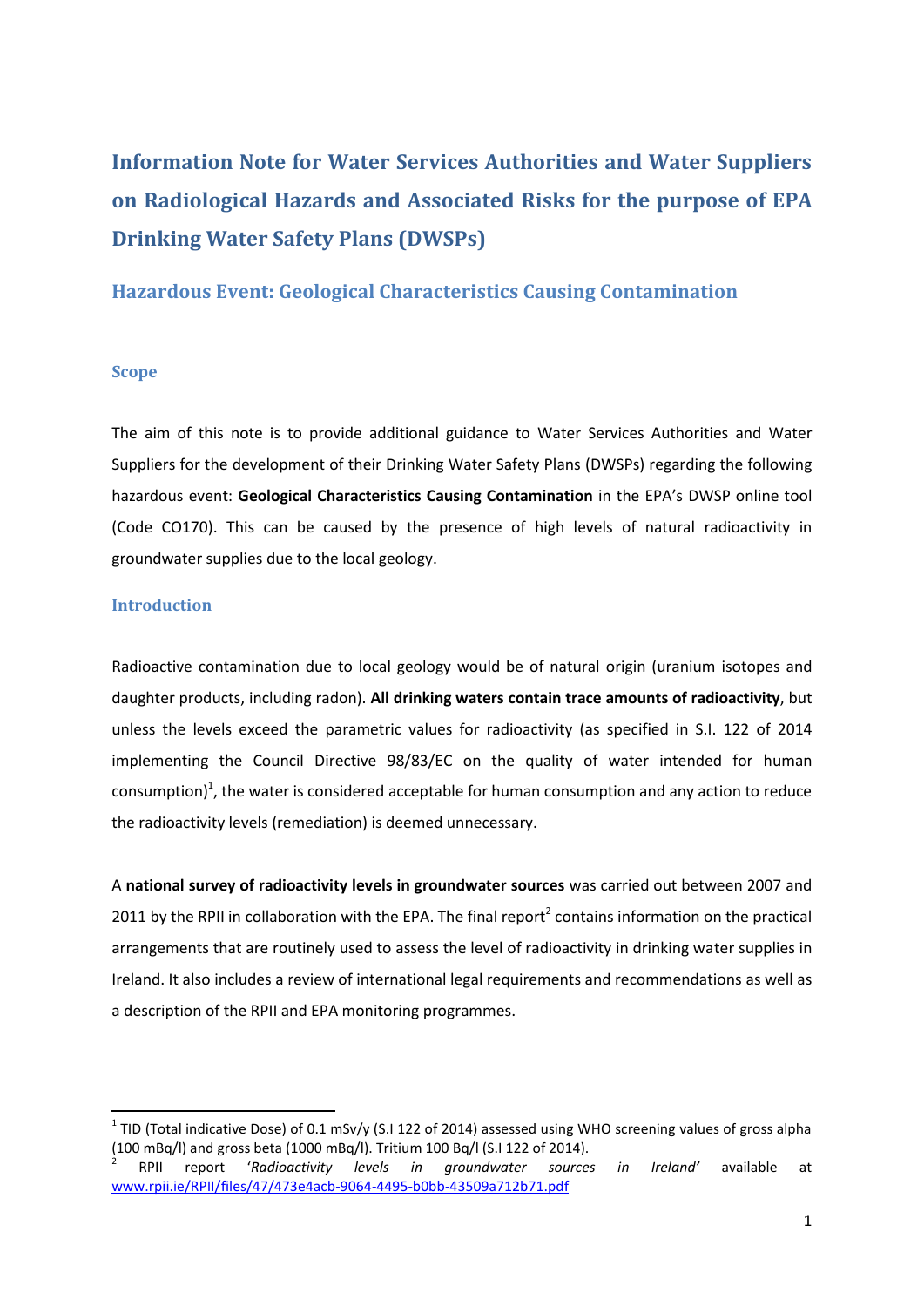# Information Note for Water Services Authorities and Water Suppliers on Radiological Hazards and Associated Risks for the purpose of EPA Drinking Water Safety Plans (DWSPs)

## Hazardous Event: Geological Characteristics Causing Contamination

### Scope

The aim of this note is to provide additional guidance to Water Services Authorities and Water Suppliers for the development of their Drinking Water Safety Plans (DWSPs) regarding the following hazardous event: **Geological Characteristics Causing Contamination** in the EPA's DWSP online tool (Code CO170). This can be caused by the presence of high levels of natural radioactivity in groundwater supplies due to the local geology.

### Introduction

Radioactive contamination due to local geology would be of natural origin (uranium isotopes and daughter products, including radon). **All drinking waters contain trace amounts of radioactivity**, but unless the levels exceed the parametric values for radioactivity (as specified in S.I. 122 of 2014 implementing the Council Directive 98/83/EC on the quality of water intended for human consumption)[1], the water is considered acceptable for human consumption and any action to reduce the radioactivity levels (remediation) is deemed unnecessary.

A **national survey of radioactivity levels in groundwater sources** was carried out between 2007 and 2011 by the RPII in collaboration with the EPA. The final report[2] contains information on the practical arrangements that are routinely used to assess the level of radioactivity in drinking water supplies in Ireland. It also includes a review of international legal requirements and recommendations as well as a description of the RPII and EPA monitoring programmes.

---

[1] TID (Total indicative Dose) of 0.1 mSv/y (S.I 122 of 2014) assessed using WHO screening values of gross alpha (100 mBq/l) and gross beta (1000 mBq/l). Tritium 100 Bq/l (S.I 122 of 2014).

[2] RPII report '*Radioactivity levels in groundwater sources in Ireland*' available at [www.rpii.ie/RPII/files/47/473e4acb-9064-4495-b0bb-43509a712b71.pdf](www.rpii.ie/RPII/files/47/473e4acb-9064-4495-b0bb-43509a712b71.pdf)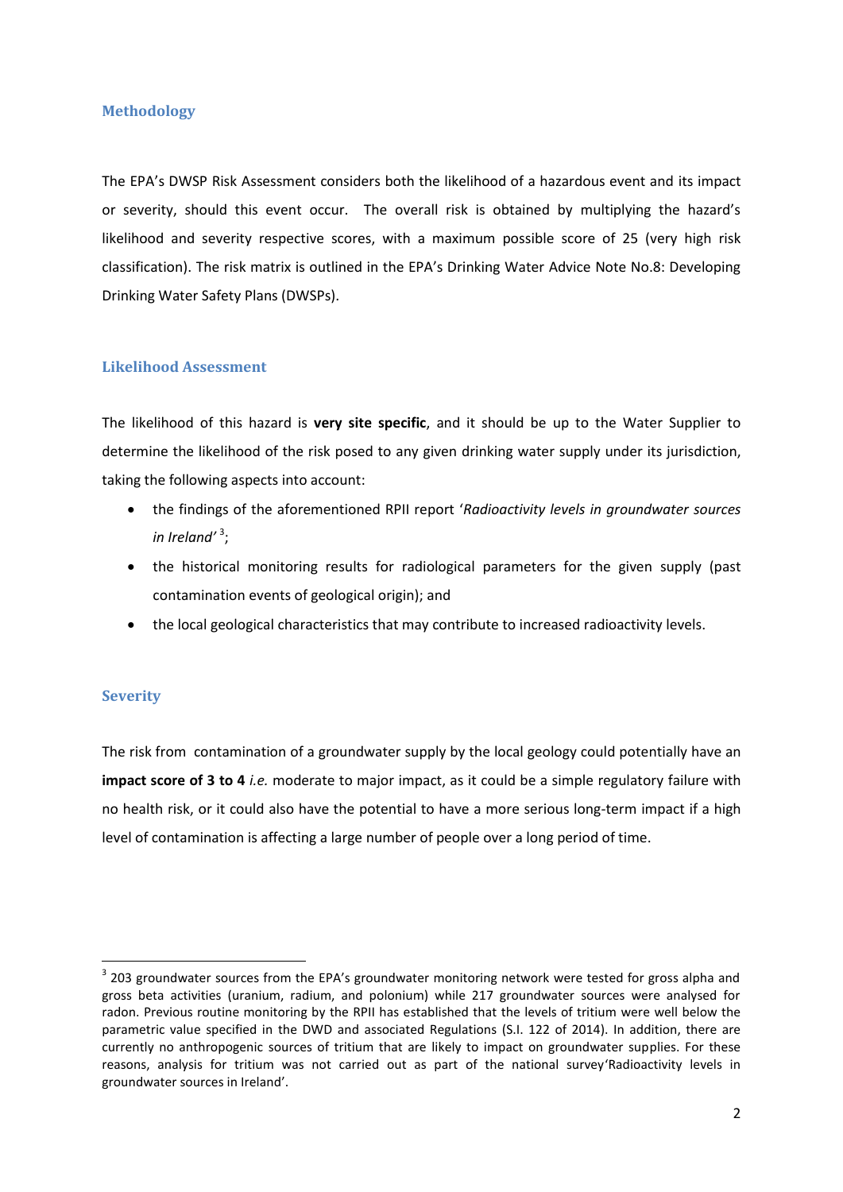## Methodology

The EPA's DWSP Risk Assessment considers both the likelihood of a hazardous event and its impact or severity, should this event occur. The overall risk is obtained by multiplying the hazard's likelihood and severity respective scores, with a maximum possible score of 25 (very high risk classification). The risk matrix is outlined in the EPA's Drinking Water Advice Note No.8: Developing Drinking Water Safety Plans (DWSPs).

## Likelihood Assessment

The likelihood of this hazard is **very site specific**, and it should be up to the Water Supplier to determine the likelihood of the risk posed to any given drinking water supply under its jurisdiction, taking the following aspects into account:

- the findings of the aforementioned RPII report '*Radioactivity levels in groundwater sources in Ireland'* [3];
- the historical monitoring results for radiological parameters for the given supply (past contamination events of geological origin); and
- the local geological characteristics that may contribute to increased radioactivity levels.

## Severity

The risk from contamination of a groundwater supply by the local geology could potentially have an **impact score of 3 to 4** *i.e.* moderate to major impact, as it could be a simple regulatory failure with no health risk, or it could also have the potential to have a more serious long-term impact if a high level of contamination is affecting a large number of people over a long period of time.

[3] 203 groundwater sources from the EPA's groundwater monitoring network were tested for gross alpha and gross beta activities (uranium, radium, and polonium) while 217 groundwater sources were analysed for radon. Previous routine monitoring by the RPII has established that the levels of tritium were well below the parametric value specified in the DWD and associated Regulations (S.I. 122 of 2014). In addition, there are currently no anthropogenic sources of tritium that are likely to impact on groundwater supplies. For these reasons, analysis for tritium was not carried out as part of the national survey'Radioactivity levels in groundwater sources in Ireland'.